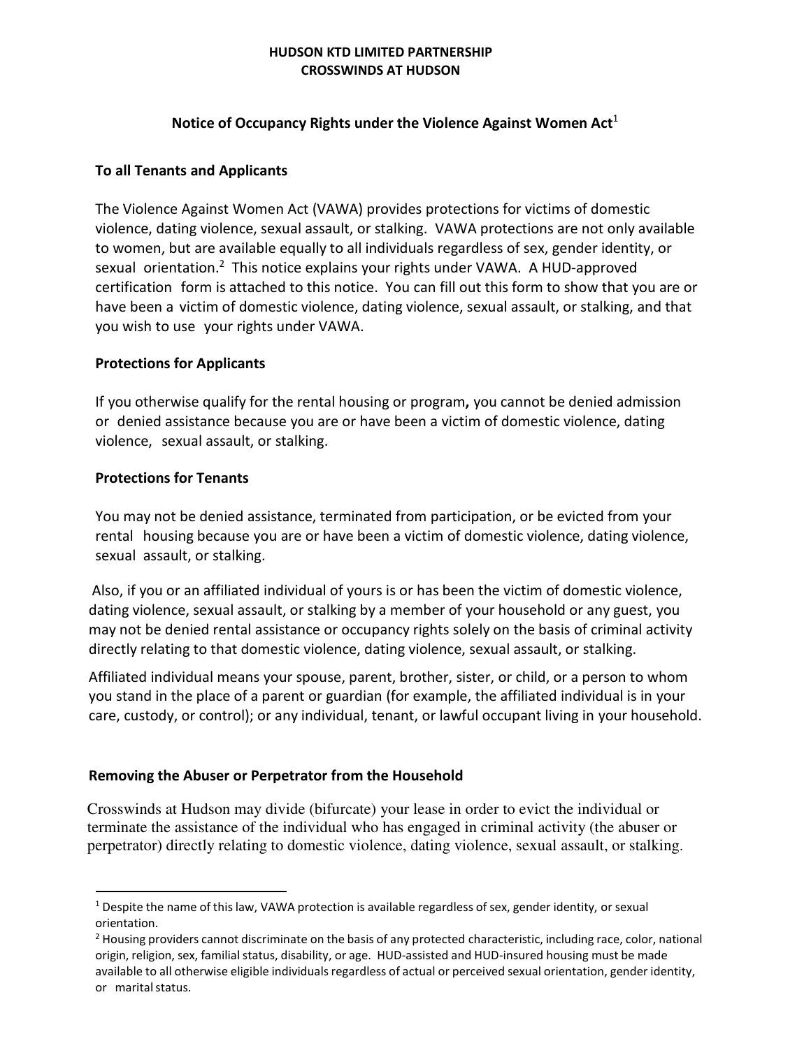**HUDSON KTD LIMITED PARTNERSHIP**
**CROSSWINDS AT HUDSON**

# Notice of Occupancy Rights under the Violence Against Women Act[1]

## To all Tenants and Applicants

The Violence Against Women Act (VAWA) provides protections for victims of domestic violence, dating violence, sexual assault, or stalking. VAWA protections are not only available to women, but are available equally to all individuals regardless of sex, gender identity, or sexual orientation.[2] This notice explains your rights under VAWA. A HUD-approved certification form is attached to this notice. You can fill out this form to show that you are or have been a victim of domestic violence, dating violence, sexual assault, or stalking, and that you wish to use your rights under VAWA.

## Protections for Applicants

If you otherwise qualify for the rental housing or program**,** you cannot be denied admission or denied assistance because you are or have been a victim of domestic violence, dating violence, sexual assault, or stalking.

## Protections for Tenants

You may not be denied assistance, terminated from participation, or be evicted from your rental housing because you are or have been a victim of domestic violence, dating violence, sexual assault, or stalking.

Also, if you or an affiliated individual of yours is or has been the victim of domestic violence, dating violence, sexual assault, or stalking by a member of your household or any guest, you may not be denied rental assistance or occupancy rights solely on the basis of criminal activity directly relating to that domestic violence, dating violence, sexual assault, or stalking.

Affiliated individual means your spouse, parent, brother, sister, or child, or a person to whom you stand in the place of a parent or guardian (for example, the affiliated individual is in your care, custody, or control); or any individual, tenant, or lawful occupant living in your household.

## Removing the Abuser or Perpetrator from the Household

Crosswinds at Hudson may divide (bifurcate) your lease in order to evict the individual or terminate the assistance of the individual who has engaged in criminal activity (the abuser or perpetrator) directly relating to domestic violence, dating violence, sexual assault, or stalking.

---

[1] Despite the name of this law, VAWA protection is available regardless of sex, gender identity, or sexual orientation.

[2] Housing providers cannot discriminate on the basis of any protected characteristic, including race, color, national origin, religion, sex, familial status, disability, or age. HUD-assisted and HUD-insured housing must be made available to all otherwise eligible individuals regardless of actual or perceived sexual orientation, gender identity, or marital status.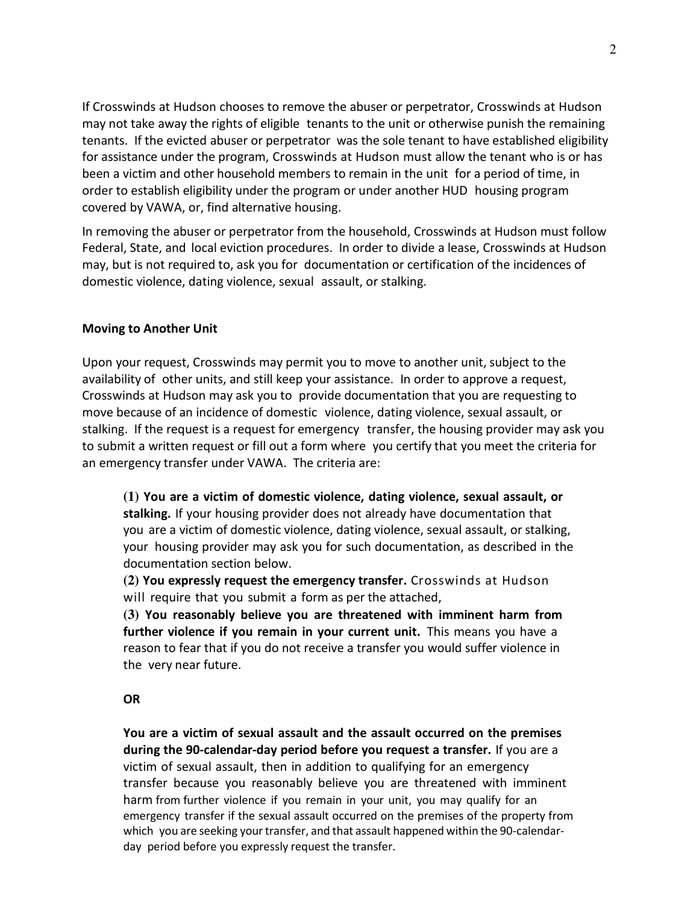If Crosswinds at Hudson chooses to remove the abuser or perpetrator, Crosswinds at Hudson may not take away the rights of eligible tenants to the unit or otherwise punish the remaining tenants. If the evicted abuser or perpetrator was the sole tenant to have established eligibility for assistance under the program, Crosswinds at Hudson must allow the tenant who is or has been a victim and other household members to remain in the unit for a period of time, in order to establish eligibility under the program or under another HUD housing program covered by VAWA, or, find alternative housing.

In removing the abuser or perpetrator from the household, Crosswinds at Hudson must follow Federal, State, and local eviction procedures. In order to divide a lease, Crosswinds at Hudson may, but is not required to, ask you for documentation or certification of the incidences of domestic violence, dating violence, sexual assault, or stalking.

**Moving to Another Unit**

Upon your request, Crosswinds may permit you to move to another unit, subject to the availability of other units, and still keep your assistance. In order to approve a request, Crosswinds at Hudson may ask you to provide documentation that you are requesting to move because of an incidence of domestic violence, dating violence, sexual assault, or stalking. If the request is a request for emergency transfer, the housing provider may ask you to submit a written request or fill out a form where you certify that you meet the criteria for an emergency transfer under VAWA. The criteria are:

> **(1) You are a victim of domestic violence, dating violence, sexual assault, or stalking.** If your housing provider does not already have documentation that you are a victim of domestic violence, dating violence, sexual assault, or stalking, your housing provider may ask you for such documentation, as described in the documentation section below.
>
> **(2) You expressly request the emergency transfer.** Crosswinds at Hudson will require that you submit a form as per the attached,
>
> **(3) You reasonably believe you are threatened with imminent harm from further violence if you remain in your current unit.** This means you have a reason to fear that if you do not receive a transfer you would suffer violence in the very near future.
>
> **OR**
>
> **You are a victim of sexual assault and the assault occurred on the premises during the 90-calendar-day period before you request a transfer.** If you are a victim of sexual assault, then in addition to qualifying for an emergency transfer because you reasonably believe you are threatened with imminent harm from further violence if you remain in your unit, you may qualify for an emergency transfer if the sexual assault occurred on the premises of the property from which you are seeking your transfer, and that assault happened within the 90-calendar-day period before you expressly request the transfer.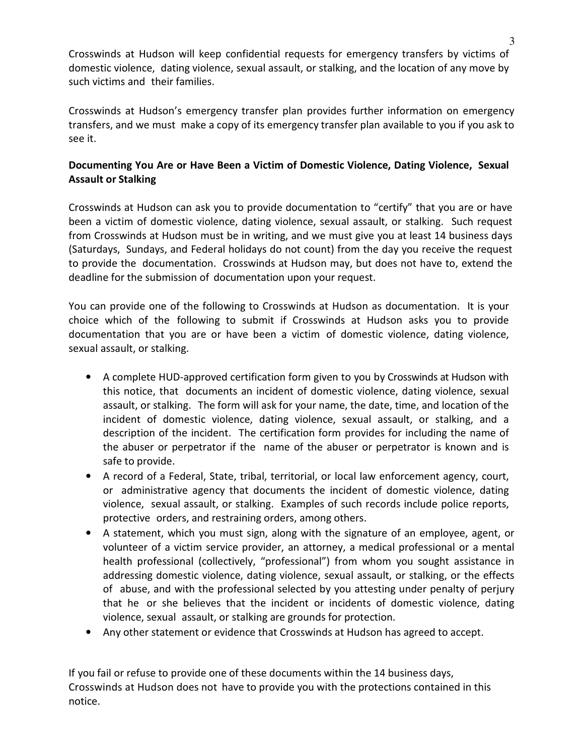Crosswinds at Hudson will keep confidential requests for emergency transfers by victims of domestic violence, dating violence, sexual assault, or stalking, and the location of any move by such victims and their families.

Crosswinds at Hudson's emergency transfer plan provides further information on emergency transfers, and we must make a copy of its emergency transfer plan available to you if you ask to see it.

**Documenting You Are or Have Been a Victim of Domestic Violence, Dating Violence, Sexual Assault or Stalking**

Crosswinds at Hudson can ask you to provide documentation to "certify" that you are or have been a victim of domestic violence, dating violence, sexual assault, or stalking. Such request from Crosswinds at Hudson must be in writing, and we must give you at least 14 business days (Saturdays, Sundays, and Federal holidays do not count) from the day you receive the request to provide the documentation. Crosswinds at Hudson may, but does not have to, extend the deadline for the submission of documentation upon your request.

You can provide one of the following to Crosswinds at Hudson as documentation. It is your choice which of the following to submit if Crosswinds at Hudson asks you to provide documentation that you are or have been a victim of domestic violence, dating violence, sexual assault, or stalking.

- A complete HUD-approved certification form given to you by Crosswinds at Hudson with this notice, that documents an incident of domestic violence, dating violence, sexual assault, or stalking. The form will ask for your name, the date, time, and location of the incident of domestic violence, dating violence, sexual assault, or stalking, and a description of the incident. The certification form provides for including the name of the abuser or perpetrator if the name of the abuser or perpetrator is known and is safe to provide.
- A record of a Federal, State, tribal, territorial, or local law enforcement agency, court, or administrative agency that documents the incident of domestic violence, dating violence, sexual assault, or stalking. Examples of such records include police reports, protective orders, and restraining orders, among others.
- A statement, which you must sign, along with the signature of an employee, agent, or volunteer of a victim service provider, an attorney, a medical professional or a mental health professional (collectively, "professional") from whom you sought assistance in addressing domestic violence, dating violence, sexual assault, or stalking, or the effects of abuse, and with the professional selected by you attesting under penalty of perjury that he or she believes that the incident or incidents of domestic violence, dating violence, sexual assault, or stalking are grounds for protection.
- Any other statement or evidence that Crosswinds at Hudson has agreed to accept.

If you fail or refuse to provide one of these documents within the 14 business days, Crosswinds at Hudson does not have to provide you with the protections contained in this notice.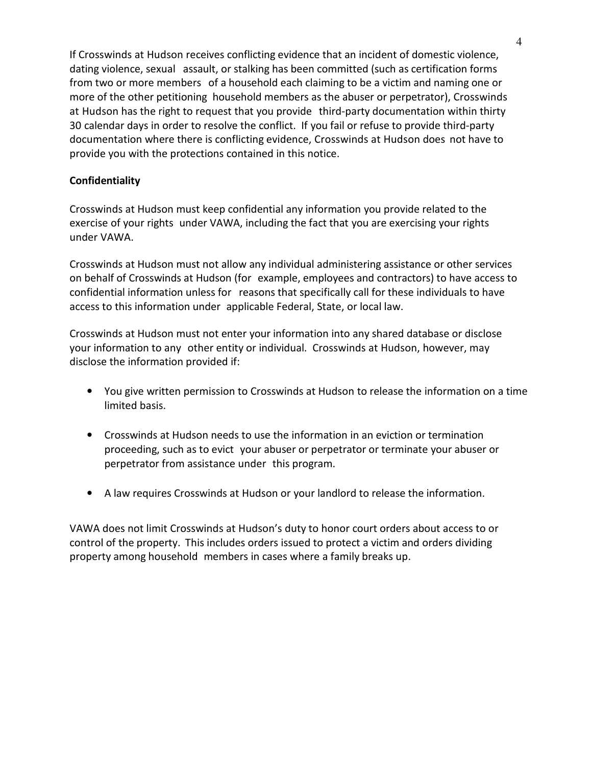If Crosswinds at Hudson receives conflicting evidence that an incident of domestic violence, dating violence, sexual assault, or stalking has been committed (such as certification forms from two or more members of a household each claiming to be a victim and naming one or more of the other petitioning household members as the abuser or perpetrator), Crosswinds at Hudson has the right to request that you provide third-party documentation within thirty 30 calendar days in order to resolve the conflict. If you fail or refuse to provide third-party documentation where there is conflicting evidence, Crosswinds at Hudson does not have to provide you with the protections contained in this notice.

**Confidentiality**

Crosswinds at Hudson must keep confidential any information you provide related to the exercise of your rights under VAWA, including the fact that you are exercising your rights under VAWA.

Crosswinds at Hudson must not allow any individual administering assistance or other services on behalf of Crosswinds at Hudson (for example, employees and contractors) to have access to confidential information unless for reasons that specifically call for these individuals to have access to this information under applicable Federal, State, or local law.

Crosswinds at Hudson must not enter your information into any shared database or disclose your information to any other entity or individual. Crosswinds at Hudson, however, may disclose the information provided if:

- You give written permission to Crosswinds at Hudson to release the information on a time limited basis.
- Crosswinds at Hudson needs to use the information in an eviction or termination proceeding, such as to evict your abuser or perpetrator or terminate your abuser or perpetrator from assistance under this program.
- A law requires Crosswinds at Hudson or your landlord to release the information.

VAWA does not limit Crosswinds at Hudson's duty to honor court orders about access to or control of the property. This includes orders issued to protect a victim and orders dividing property among household members in cases where a family breaks up.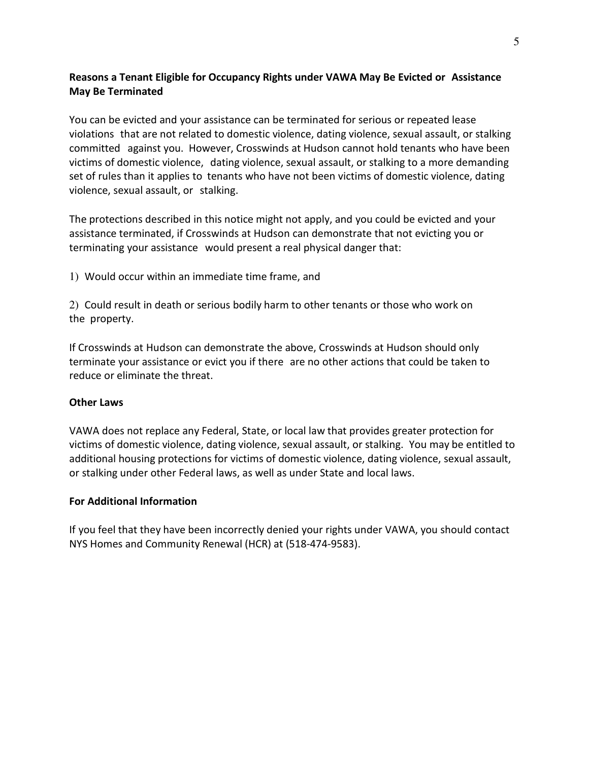**Reasons a Tenant Eligible for Occupancy Rights under VAWA May Be Evicted or Assistance May Be Terminated**

You can be evicted and your assistance can be terminated for serious or repeated lease violations that are not related to domestic violence, dating violence, sexual assault, or stalking committed against you. However, Crosswinds at Hudson cannot hold tenants who have been victims of domestic violence, dating violence, sexual assault, or stalking to a more demanding set of rules than it applies to tenants who have not been victims of domestic violence, dating violence, sexual assault, or stalking.

The protections described in this notice might not apply, and you could be evicted and your assistance terminated, if Crosswinds at Hudson can demonstrate that not evicting you or terminating your assistance would present a real physical danger that:

1) Would occur within an immediate time frame, and

2) Could result in death or serious bodily harm to other tenants or those who work on the property.

If Crosswinds at Hudson can demonstrate the above, Crosswinds at Hudson should only terminate your assistance or evict you if there are no other actions that could be taken to reduce or eliminate the threat.

**Other Laws**

VAWA does not replace any Federal, State, or local law that provides greater protection for victims of domestic violence, dating violence, sexual assault, or stalking. You may be entitled to additional housing protections for victims of domestic violence, dating violence, sexual assault, or stalking under other Federal laws, as well as under State and local laws.

**For Additional Information**

If you feel that they have been incorrectly denied your rights under VAWA, you should contact NYS Homes and Community Renewal (HCR) at (518-474-9583).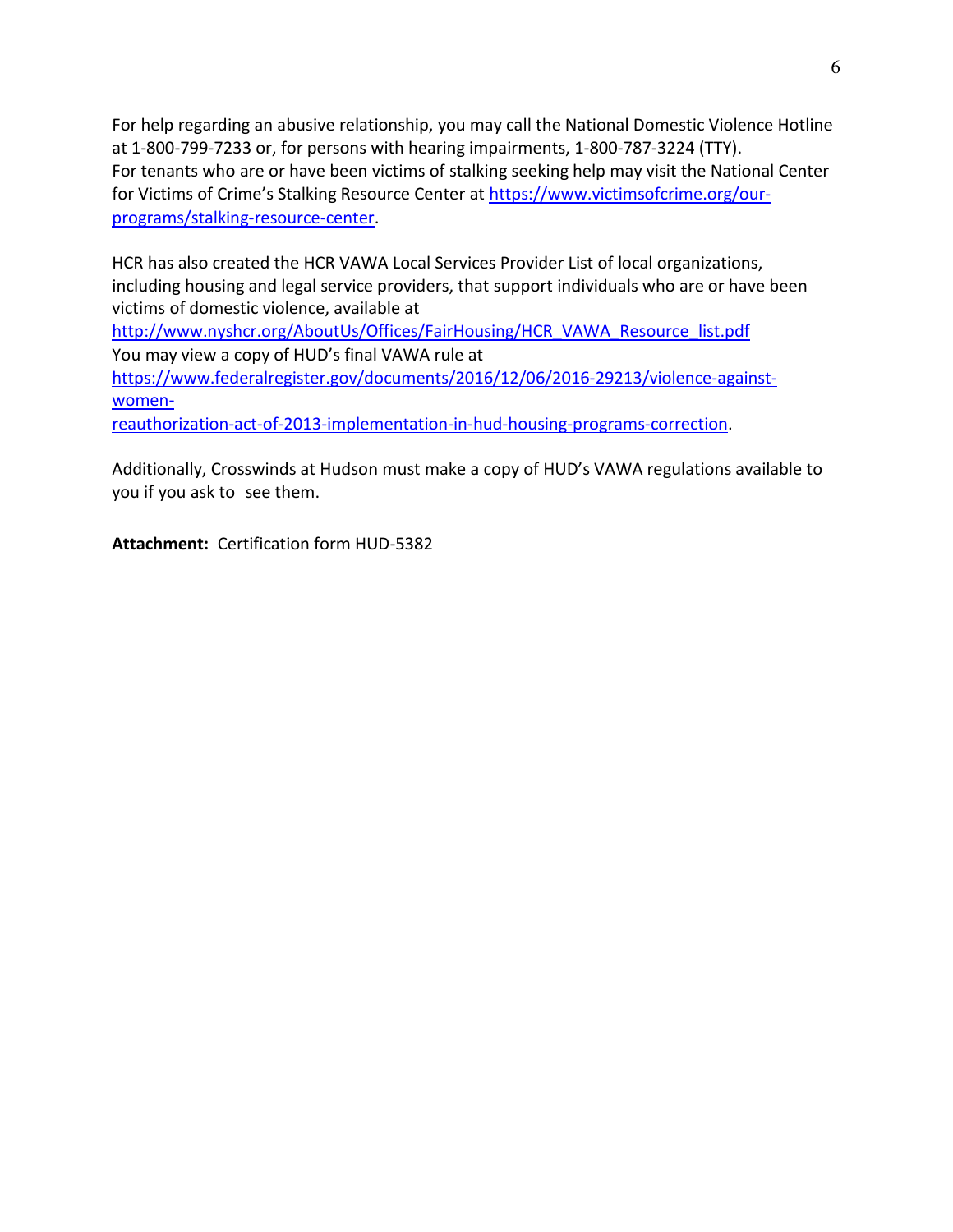For help regarding an abusive relationship, you may call the National Domestic Violence Hotline at 1-800-799-7233 or, for persons with hearing impairments, 1-800-787-3224 (TTY).
For tenants who are or have been victims of stalking seeking help may visit the National Center for Victims of Crime's Stalking Resource Center at https://www.victimsofcrime.org/our-programs/stalking-resource-center.

HCR has also created the HCR VAWA Local Services Provider List of local organizations, including housing and legal service providers, that support individuals who are or have been victims of domestic violence, available at
http://www.nyshcr.org/AboutUs/Offices/FairHousing/HCR_VAWA_Resource_list.pdf
You may view a copy of HUD's final VAWA rule at
https://www.federalregister.gov/documents/2016/12/06/2016-29213/violence-against-women-reauthorization-act-of-2013-implementation-in-hud-housing-programs-correction.

Additionally, Crosswinds at Hudson must make a copy of HUD's VAWA regulations available to you if you ask to see them.

**Attachment:** Certification form HUD-5382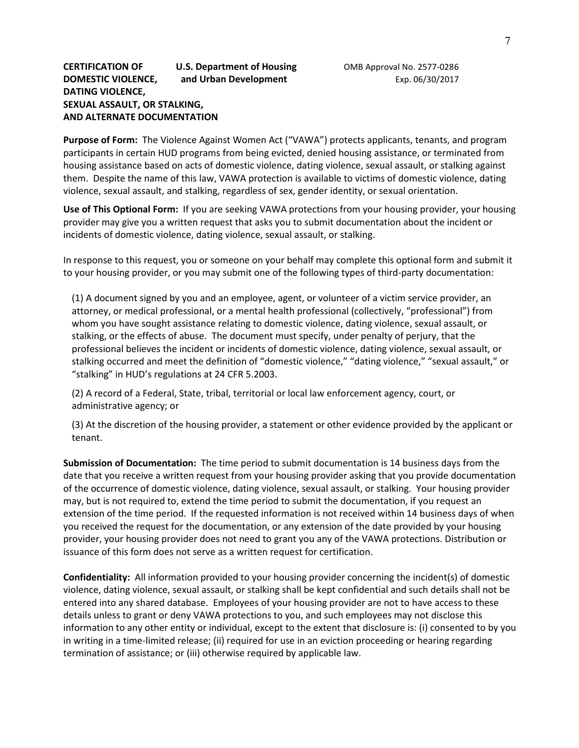**CERTIFICATION OF DOMESTIC VIOLENCE, DATING VIOLENCE, SEXUAL ASSAULT, OR STALKING, AND ALTERNATE DOCUMENTATION**

**U.S. Department of Housing and Urban Development**

OMB Approval No. 2577-0286
Exp. 06/30/2017

**Purpose of Form:** The Violence Against Women Act ("VAWA") protects applicants, tenants, and program participants in certain HUD programs from being evicted, denied housing assistance, or terminated from housing assistance based on acts of domestic violence, dating violence, sexual assault, or stalking against them. Despite the name of this law, VAWA protection is available to victims of domestic violence, dating violence, sexual assault, and stalking, regardless of sex, gender identity, or sexual orientation.

**Use of This Optional Form:** If you are seeking VAWA protections from your housing provider, your housing provider may give you a written request that asks you to submit documentation about the incident or incidents of domestic violence, dating violence, sexual assault, or stalking.

In response to this request, you or someone on your behalf may complete this optional form and submit it to your housing provider, or you may submit one of the following types of third-party documentation:

(1) A document signed by you and an employee, agent, or volunteer of a victim service provider, an attorney, or medical professional, or a mental health professional (collectively, "professional") from whom you have sought assistance relating to domestic violence, dating violence, sexual assault, or stalking, or the effects of abuse. The document must specify, under penalty of perjury, that the professional believes the incident or incidents of domestic violence, dating violence, sexual assault, or stalking occurred and meet the definition of "domestic violence," "dating violence," "sexual assault," or "stalking" in HUD's regulations at 24 CFR 5.2003.

(2) A record of a Federal, State, tribal, territorial or local law enforcement agency, court, or administrative agency; or

(3) At the discretion of the housing provider, a statement or other evidence provided by the applicant or tenant.

**Submission of Documentation:** The time period to submit documentation is 14 business days from the date that you receive a written request from your housing provider asking that you provide documentation of the occurrence of domestic violence, dating violence, sexual assault, or stalking. Your housing provider may, but is not required to, extend the time period to submit the documentation, if you request an extension of the time period. If the requested information is not received within 14 business days of when you received the request for the documentation, or any extension of the date provided by your housing provider, your housing provider does not need to grant you any of the VAWA protections. Distribution or issuance of this form does not serve as a written request for certification.

**Confidentiality:** All information provided to your housing provider concerning the incident(s) of domestic violence, dating violence, sexual assault, or stalking shall be kept confidential and such details shall not be entered into any shared database. Employees of your housing provider are not to have access to these details unless to grant or deny VAWA protections to you, and such employees may not disclose this information to any other entity or individual, except to the extent that disclosure is: (i) consented to by you in writing in a time-limited release; (ii) required for use in an eviction proceeding or hearing regarding termination of assistance; or (iii) otherwise required by applicable law.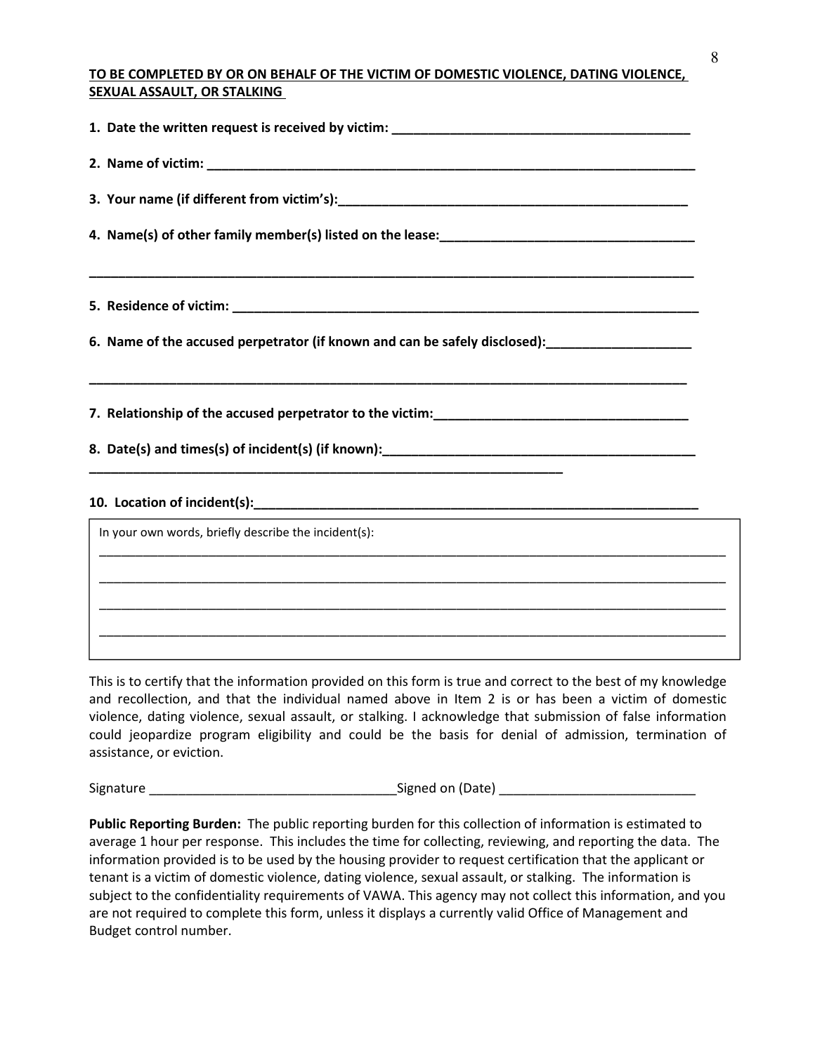**TO BE COMPLETED BY OR ON BEHALF OF THE VICTIM OF DOMESTIC VIOLENCE, DATING VIOLENCE, SEXUAL ASSAULT, OR STALKING**

**1. Date the written request is received by victim: ________________________________________**

**2. Name of victim: ______________________________________________________________________**

**3. Your name (if different from victim's):_______________________________________________**

**4. Name(s) of other family member(s) listed on the lease:_________________________________**

**________________________________________________________________________________________**

**5. Residence of victim: ________________________________________________________________**

**6. Name of the accused perpetrator (if known and can be safely disclosed):__________________**

**________________________________________________________________________________________**

**7. Relationship of the accused perpetrator to the victim:_________________________________**

**8. Date(s) and times(s) of incident(s) (if known):____________________________________________**

**_________________________________________________________________**

**10. Location of incident(s):_______________________________________________________________**

In your own words, briefly describe the incident(s):
________________________________________________________________________________________
________________________________________________________________________________________
________________________________________________________________________________________
________________________________________________________________________________________

This is to certify that the information provided on this form is true and correct to the best of my knowledge and recollection, and that the individual named above in Item 2 is or has been a victim of domestic violence, dating violence, sexual assault, or stalking. I acknowledge that submission of false information could jeopardize program eligibility and could be the basis for denial of admission, termination of assistance, or eviction.

Signature _________________________________Signed on (Date) __________________________

**Public Reporting Burden:** The public reporting burden for this collection of information is estimated to average 1 hour per response. This includes the time for collecting, reviewing, and reporting the data. The information provided is to be used by the housing provider to request certification that the applicant or tenant is a victim of domestic violence, dating violence, sexual assault, or stalking. The information is subject to the confidentiality requirements of VAWA. This agency may not collect this information, and you are not required to complete this form, unless it displays a currently valid Office of Management and Budget control number.